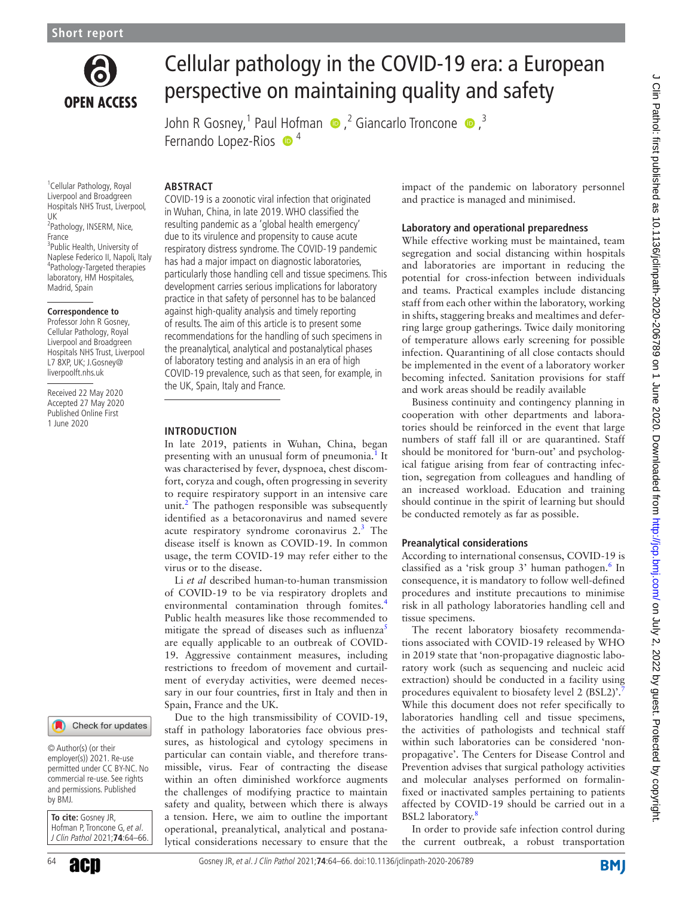Short report

# Cellular pathology in the COVID-19 era: a European perspective on maintaining quality and safety

John R Gosney,[1] Paul Hofman,[2] Giancarlo Troncone,[3] Fernando Lopez-Rios[4]

[1]Cellular Pathology, Royal Liverpool and Broadgreen Hospitals NHS Trust, Liverpool, UK
[2]Pathology, INSERM, Nice, France
[3]Public Health, University of Naplese Federico II, Napoli, Italy
[4]Pathology-Targeted therapies laboratory, HM Hospitales, Madrid, Spain

**Correspondence to** Professor John R Gosney, Cellular Pathology, Royal Liverpool and Broadgreen Hospitals NHS Trust, Liverpool L7 8XP, UK; J.Gosney@liverpoolft.nhs.uk

Received 22 May 2020
Accepted 27 May 2020
Published Online First 1 June 2020

© Author(s) (or their employer(s)) 2021. Re-use permitted under CC BY-NC. No commercial re-use. See rights and permissions. Published by BMJ.

**To cite:** Gosney JR, Hofman P, Troncone G, *et al*. *J Clin Pathol* 2021;**74**:64–66.

## ABSTRACT

COVID-19 is a zoonotic viral infection that originated in Wuhan, China, in late 2019. WHO classified the resulting pandemic as a 'global health emergency' due to its virulence and propensity to cause acute respiratory distress syndrome. The COVID-19 pandemic has had a major impact on diagnostic laboratories, particularly those handling cell and tissue specimens. This development carries serious implications for laboratory practice in that safety of personnel has to be balanced against high-quality analysis and timely reporting of results. The aim of this article is to present some recommendations for the handling of such specimens in the preanalytical, analytical and postanalytical phases of laboratory testing and analysis in an era of high COVID-19 prevalence, such as that seen, for example, in the UK, Spain, Italy and France.

## INTRODUCTION

In late 2019, patients in Wuhan, China, began presenting with an unusual form of pneumonia.[1] It was characterised by fever, dyspnoea, chest discomfort, coryza and cough, often progressing in severity to require respiratory support in an intensive care unit.[2] The pathogen responsible was subsequently identified as a betacoronavirus and named severe acute respiratory syndrome coronavirus 2.[3] The disease itself is known as COVID-19. In common usage, the term COVID-19 may refer either to the virus or to the disease.

Li *et al* described human-to-human transmission of COVID-19 to be via respiratory droplets and environmental contamination through fomites.[4] Public health measures like those recommended to mitigate the spread of diseases such as influenza[5] are equally applicable to an outbreak of COVID-19. Aggressive containment measures, including restrictions to freedom of movement and curtailment of everyday activities, were deemed necessary in our four countries, first in Italy and then in Spain, France and the UK.

Due to the high transmissibility of COVID-19, staff in pathology laboratories face obvious pressures, as histological and cytology specimens in particular can contain viable, and therefore transmissible, virus. Fear of contracting the disease within an often diminished workforce augments the challenges of modifying practice to maintain safety and quality, between which there is always a tension. Here, we aim to outline the important operational, preanalytical, analytical and postanalytical considerations necessary to ensure that the impact of the pandemic on laboratory personnel and practice is managed and minimised.

### Laboratory and operational preparedness

While effective working must be maintained, team segregation and social distancing within hospitals and laboratories are important in reducing the potential for cross-infection between individuals and teams. Practical examples include distancing staff from each other within the laboratory, working in shifts, staggering breaks and mealtimes and deferring large group gatherings. Twice daily monitoring of temperature allows early screening for possible infection. Quarantining of all close contacts should be implemented in the event of a laboratory worker becoming infected. Sanitation provisions for staff and work areas should be readily available

Business continuity and contingency planning in cooperation with other departments and laboratories should be reinforced in the event that large numbers of staff fall ill or are quarantined. Staff should be monitored for 'burn-out' and psychological fatigue arising from fear of contracting infection, segregation from colleagues and handling of an increased workload. Education and training should continue in the spirit of learning but should be conducted remotely as far as possible.

### Preanalytical considerations

According to international consensus, COVID-19 is classified as a 'risk group 3' human pathogen.[6] In consequence, it is mandatory to follow well-defined procedures and institute precautions to minimise risk in all pathology laboratories handling cell and tissue specimens.

The recent laboratory biosafety recommendations associated with COVID-19 released by WHO in 2019 state that 'non-propagative diagnostic laboratory work (such as sequencing and nucleic acid extraction) should be conducted in a facility using procedures equivalent to biosafety level 2 (BSL2)'.[7] While this document does not refer specifically to laboratories handling cell and tissue specimens, the activities of pathologists and technical staff within such laboratories can be considered 'non-propagative'. The Centers for Disease Control and Prevention advises that surgical pathology activities and molecular analyses performed on formalin-fixed or inactivated samples pertaining to patients affected by COVID-19 should be carried out in a BSL2 laboratory.[8]

In order to provide safe infection control during the current outbreak, a robust transportation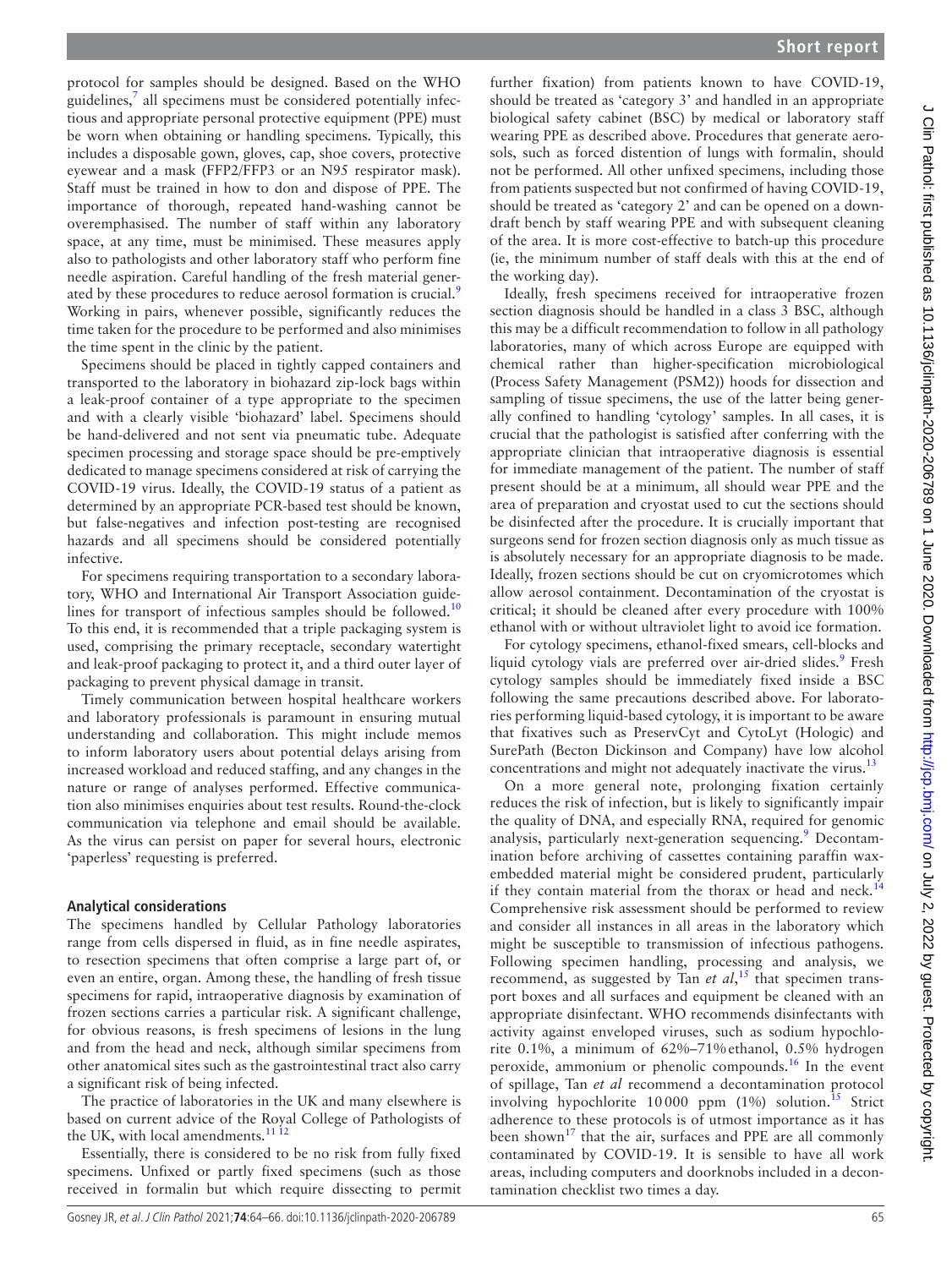protocol for samples should be designed. Based on the WHO guidelines,[7] all specimens must be considered potentially infectious and appropriate personal protective equipment (PPE) must be worn when obtaining or handling specimens. Typically, this includes a disposable gown, gloves, cap, shoe covers, protective eyewear and a mask (FFP2/FFP3 or an N95 respirator mask). Staff must be trained in how to don and dispose of PPE. The importance of thorough, repeated hand-washing cannot be overemphasised. The number of staff within any laboratory space, at any time, must be minimised. These measures apply also to pathologists and other laboratory staff who perform fine needle aspiration. Careful handling of the fresh material generated by these procedures to reduce aerosol formation is crucial.[9] Working in pairs, whenever possible, significantly reduces the time taken for the procedure to be performed and also minimises the time spent in the clinic by the patient.

Specimens should be placed in tightly capped containers and transported to the laboratory in biohazard zip-lock bags within a leak-proof container of a type appropriate to the specimen and with a clearly visible 'biohazard' label. Specimens should be hand-delivered and not sent via pneumatic tube. Adequate specimen processing and storage space should be pre-emptively dedicated to manage specimens considered at risk of carrying the COVID-19 virus. Ideally, the COVID-19 status of a patient as determined by an appropriate PCR-based test should be known, but false-negatives and infection post-testing are recognised hazards and all specimens should be considered potentially infective.

For specimens requiring transportation to a secondary laboratory, WHO and International Air Transport Association guidelines for transport of infectious samples should be followed.[10] To this end, it is recommended that a triple packaging system is used, comprising the primary receptacle, secondary watertight and leak-proof packaging to protect it, and a third outer layer of packaging to prevent physical damage in transit.

Timely communication between hospital healthcare workers and laboratory professionals is paramount in ensuring mutual understanding and collaboration. This might include memos to inform laboratory users about potential delays arising from increased workload and reduced staffing, and any changes in the nature or range of analyses performed. Effective communication also minimises enquiries about test results. Round-the-clock communication via telephone and email should be available. As the virus can persist on paper for several hours, electronic 'paperless' requesting is preferred.

## Analytical considerations

The specimens handled by Cellular Pathology laboratories range from cells dispersed in fluid, as in fine needle aspirates, to resection specimens that often comprise a large part of, or even an entire, organ. Among these, the handling of fresh tissue specimens for rapid, intraoperative diagnosis by examination of frozen sections carries a particular risk. A significant challenge, for obvious reasons, is fresh specimens of lesions in the lung and from the head and neck, although similar specimens from other anatomical sites such as the gastrointestinal tract also carry a significant risk of being infected.

The practice of laboratories in the UK and many elsewhere is based on current advice of the Royal College of Pathologists of the UK, with local amendments.[11 12]

Essentially, there is considered to be no risk from fully fixed specimens. Unfixed or partly fixed specimens (such as those received in formalin but which require dissecting to permit further fixation) from patients known to have COVID-19, should be treated as 'category 3' and handled in an appropriate biological safety cabinet (BSC) by medical or laboratory staff wearing PPE as described above. Procedures that generate aerosols, such as forced distention of lungs with formalin, should not be performed. All other unfixed specimens, including those from patients suspected but not confirmed of having COVID-19, should be treated as 'category 2' and can be opened on a downdraft bench by staff wearing PPE and with subsequent cleaning of the area. It is more cost-effective to batch-up this procedure (ie, the minimum number of staff deals with this at the end of the working day).

Ideally, fresh specimens received for intraoperative frozen section diagnosis should be handled in a class 3 BSC, although this may be a difficult recommendation to follow in all pathology laboratories, many of which across Europe are equipped with chemical rather than higher-specification microbiological (Process Safety Management (PSM2)) hoods for dissection and sampling of tissue specimens, the use of the latter being generally confined to handling 'cytology' samples. In all cases, it is crucial that the pathologist is satisfied after conferring with the appropriate clinician that intraoperative diagnosis is essential for immediate management of the patient. The number of staff present should be at a minimum, all should wear PPE and the area of preparation and cryostat used to cut the sections should be disinfected after the procedure. It is crucially important that surgeons send for frozen section diagnosis only as much tissue as is absolutely necessary for an appropriate diagnosis to be made. Ideally, frozen sections should be cut on cryomicrotomes which allow aerosol containment. Decontamination of the cryostat is critical; it should be cleaned after every procedure with 100% ethanol with or without ultraviolet light to avoid ice formation.

For cytology specimens, ethanol-fixed smears, cell-blocks and liquid cytology vials are preferred over air-dried slides.[9] Fresh cytology samples should be immediately fixed inside a BSC following the same precautions described above. For laboratories performing liquid-based cytology, it is important to be aware that fixatives such as PreservCyt and CytoLyt (Hologic) and SurePath (Becton Dickinson and Company) have low alcohol concentrations and might not adequately inactivate the virus.[13]

On a more general note, prolonging fixation certainly reduces the risk of infection, but is likely to significantly impair the quality of DNA, and especially RNA, required for genomic analysis, particularly next-generation sequencing.[9] Decontamination before archiving of cassettes containing paraffin wax-embedded material might be considered prudent, particularly if they contain material from the thorax or head and neck.[14] Comprehensive risk assessment should be performed to review and consider all instances in all areas in the laboratory which might be susceptible to transmission of infectious pathogens. Following specimen handling, processing and analysis, we recommend, as suggested by Tan *et al*,[15] that specimen transport boxes and all surfaces and equipment be cleaned with an appropriate disinfectant. WHO recommends disinfectants with activity against enveloped viruses, such as sodium hypochlorite 0.1%, a minimum of 62%–71% ethanol, 0.5% hydrogen peroxide, ammonium or phenolic compounds.[16] In the event of spillage, Tan *et al* recommend a decontamination protocol involving hypochlorite 10 000 ppm (1%) solution.[15] Strict adherence to these protocols is of utmost importance as it has been shown[17] that the air, surfaces and PPE are all commonly contaminated by COVID-19. It is sensible to have all work areas, including computers and doorknobs included in a decontamination checklist two times a day.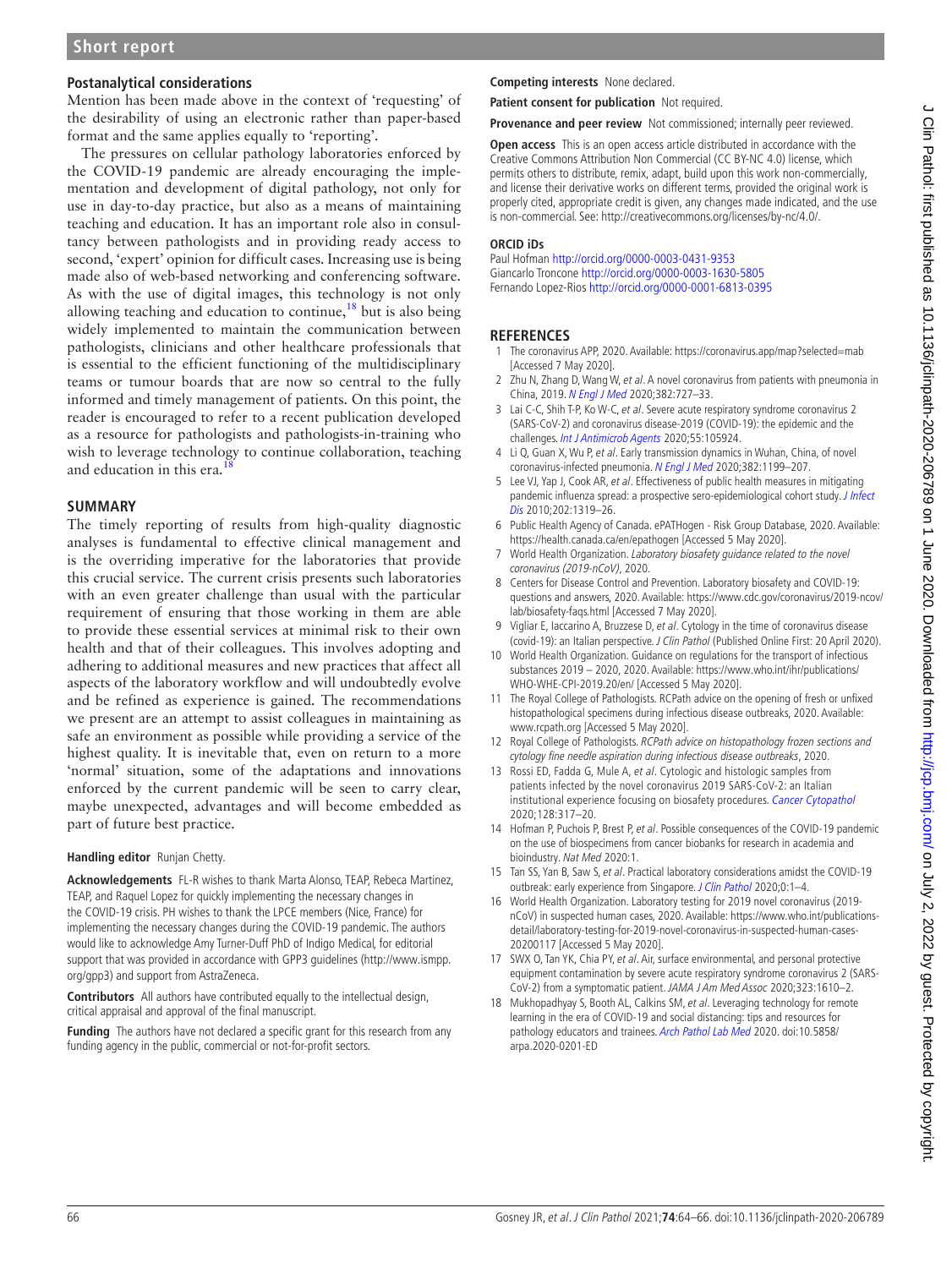### Postanalytical considerations

Mention has been made above in the context of 'requesting' of the desirability of using an electronic rather than paper-based format and the same applies equally to 'reporting'.

The pressures on cellular pathology laboratories enforced by the COVID-19 pandemic are already encouraging the implementation and development of digital pathology, not only for use in day-to-day practice, but also as a means of maintaining teaching and education. It has an important role also in consultancy between pathologists and in providing ready access to second, 'expert' opinion for difficult cases. Increasing use is being made also of web-based networking and conferencing software. As with the use of digital images, this technology is not only allowing teaching and education to continue,[18] but is also being widely implemented to maintain the communication between pathologists, clinicians and other healthcare professionals that is essential to the efficient functioning of the multidisciplinary teams or tumour boards that are now so central to the fully informed and timely management of patients. On this point, the reader is encouraged to refer to a recent publication developed as a resource for pathologists and pathologists-in-training who wish to leverage technology to continue collaboration, teaching and education in this era.[18]

## SUMMARY

The timely reporting of results from high-quality diagnostic analyses is fundamental to effective clinical management and is the overriding imperative for the laboratories that provide this crucial service. The current crisis presents such laboratories with an even greater challenge than usual with the particular requirement of ensuring that those working in them are able to provide these essential services at minimal risk to their own health and that of their colleagues. This involves adopting and adhering to additional measures and new practices that affect all aspects of the laboratory workflow and will undoubtedly evolve and be refined as experience is gained. The recommendations we present are an attempt to assist colleagues in maintaining as safe an environment as possible while providing a service of the highest quality. It is inevitable that, even on return to a more 'normal' situation, some of the adaptations and innovations enforced by the current pandemic will be seen to carry clear, maybe unexpected, advantages and will become embedded as part of future best practice.

**Handling editor** Runjan Chetty.

**Acknowledgements** FL-R wishes to thank Marta Alonso, TEAP, Rebeca Martinez, TEAP, and Raquel Lopez for quickly implementing the necessary changes in the COVID-19 crisis. PH wishes to thank the LPCE members (Nice, France) for implementing the necessary changes during the COVID-19 pandemic. The authors would like to acknowledge Amy Turner-Duff PhD of Indigo Medical, for editorial support that was provided in accordance with GPP3 guidelines (http://www.ismpp.org/gpp3) and support from AstraZeneca.

**Contributors** All authors have contributed equally to the intellectual design, critical appraisal and approval of the final manuscript.

**Funding** The authors have not declared a specific grant for this research from any funding agency in the public, commercial or not-for-profit sectors.

**Competing interests** None declared.

**Patient consent for publication** Not required.

**Provenance and peer review** Not commissioned; internally peer reviewed.

**Open access** This is an open access article distributed in accordance with the Creative Commons Attribution Non Commercial (CC BY-NC 4.0) license, which permits others to distribute, remix, adapt, build upon this work non-commercially, and license their derivative works on different terms, provided the original work is properly cited, appropriate credit is given, any changes made indicated, and the use is non-commercial. See: http://creativecommons.org/licenses/by-nc/4.0/.

**ORCID iDs**

Paul Hofman http://orcid.org/0000-0003-0431-9353
Giancarlo Troncone http://orcid.org/0000-0003-1630-5805
Fernando Lopez-Rios http://orcid.org/0000-0001-6813-0395

## REFERENCES

1. The coronavirus APP, 2020. Available: https://coronavirus.app/map?selected=mab [Accessed 7 May 2020].
2. Zhu N, Zhang D, Wang W, *et al*. A novel coronavirus from patients with pneumonia in China, 2019. *N Engl J Med* 2020;382:727–33.
3. Lai C-C, Shih T-P, Ko W-C, *et al*. Severe acute respiratory syndrome coronavirus 2 (SARS-CoV-2) and coronavirus disease-2019 (COVID-19): the epidemic and the challenges. *Int J Antimicrob Agents* 2020;55:105924.
4. Li Q, Guan X, Wu P, *et al*. Early transmission dynamics in Wuhan, China, of novel coronavirus-infected pneumonia. *N Engl J Med* 2020;382:1199–207.
5. Lee VJ, Yap J, Cook AR, *et al*. Effectiveness of public health measures in mitigating pandemic influenza spread: a prospective sero-epidemiological cohort study. *J Infect Dis* 2010;202:1319–26.
6. Public Health Agency of Canada. ePATHogen - Risk Group Database, 2020. Available: https://health.canada.ca/en/epathogen [Accessed 5 May 2020].
7. World Health Organization. *Laboratory biosafety guidance related to the novel coronavirus (2019-nCoV)*, 2020.
8. Centers for Disease Control and Prevention. Laboratory biosafety and COVID-19: questions and answers, 2020. Available: https://www.cdc.gov/coronavirus/2019-ncov/lab/biosafety-faqs.html [Accessed 7 May 2020].
9. Vigliar E, Iaccarino A, Bruzzese D, *et al*. Cytology in the time of coronavirus disease (covid-19): an Italian perspective. *J Clin Pathol* (Published Online First: 20 April 2020).
10. World Health Organization. Guidance on regulations for the transport of infectious substances 2019 – 2020, 2020. Available: https://www.who.int/ihr/publications/WHO-WHE-CPI-2019.20/en/ [Accessed 5 May 2020].
11. The Royal College of Pathologists. RCPath advice on the opening of fresh or unfixed histopathological specimens during infectious disease outbreaks, 2020. Available: www.rcpath.org [Accessed 5 May 2020].
12. Royal College of Pathologists. *RCPath advice on histopathology frozen sections and cytology fine needle aspiration during infectious disease outbreaks*, 2020.
13. Rossi ED, Fadda G, Mule A, *et al*. Cytologic and histologic samples from patients infected by the novel coronavirus 2019 SARS-CoV-2: an Italian institutional experience focusing on biosafety procedures. *Cancer Cytopathol* 2020;128:317–20.
14. Hofman P, Puchois P, Brest P, *et al*. Possible consequences of the COVID-19 pandemic on the use of biospecimens from cancer biobanks for research in academia and bioindustry. *Nat Med* 2020:1.
15. Tan SS, Yan B, Saw S, *et al*. Practical laboratory considerations amidst the COVID-19 outbreak: early experience from Singapore. *J Clin Pathol* 2020;0:1–4.
16. World Health Organization. Laboratory testing for 2019 novel coronavirus (2019-nCoV) in suspected human cases, 2020. Available: https://www.who.int/publications-detail/laboratory-testing-for-2019-novel-coronavirus-in-suspected-human-cases-20200117 [Accessed 5 May 2020].
17. SWX O, Tan YK, Chia PY, *et al*. Air, surface environmental, and personal protective equipment contamination by severe acute respiratory syndrome coronavirus 2 (SARS-CoV-2) from a symptomatic patient. *JAMA J Am Med Assoc* 2020;323:1610–2.
18. Mukhopadhyay S, Booth AL, Calkins SM, *et al*. Leveraging technology for remote learning in the era of COVID-19 and social distancing: tips and resources for pathology educators and trainees. *Arch Pathol Lab Med* 2020. doi:10.5858/arpa.2020-0201-ED